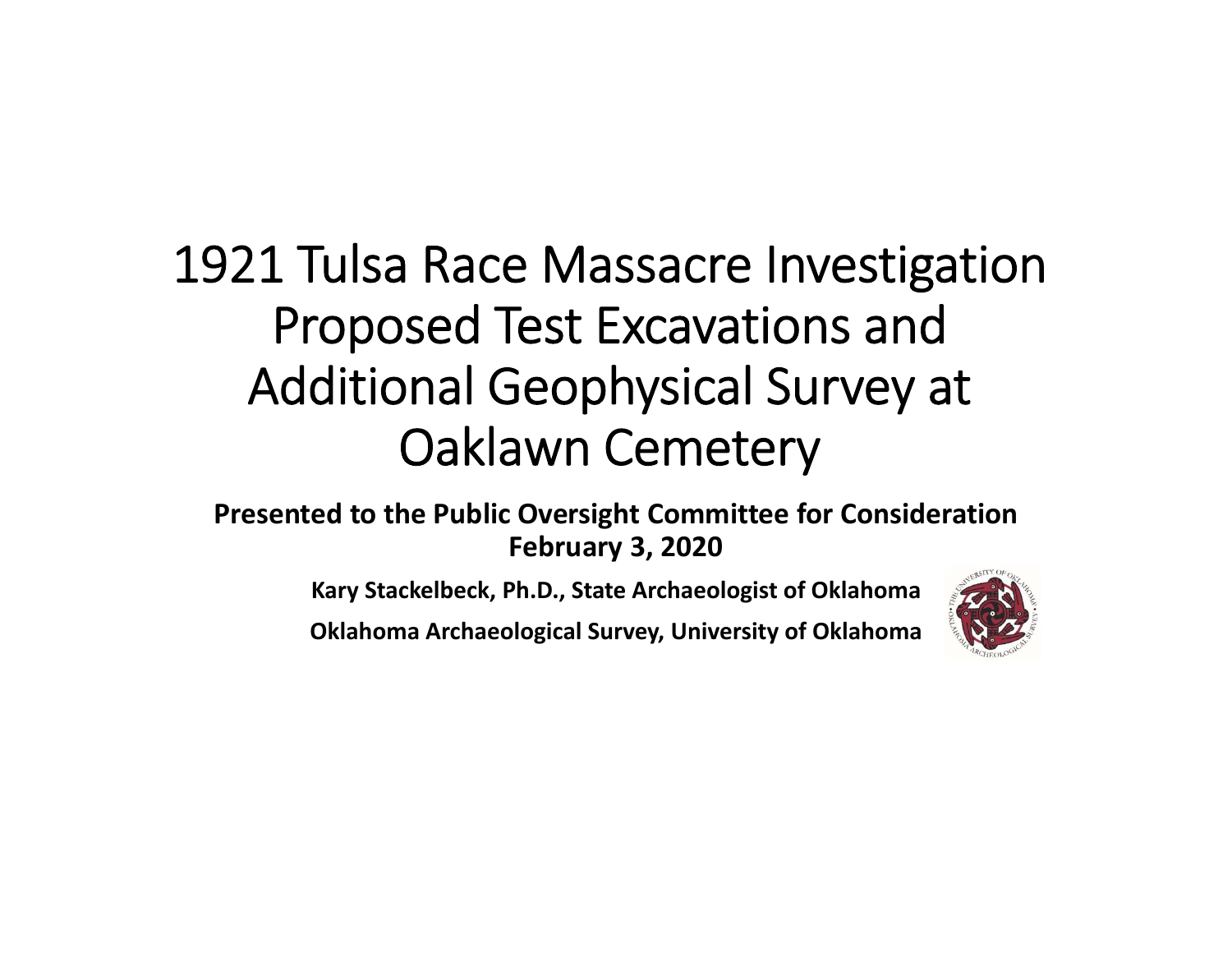# 1921 Tulsa Race Massacre Investigation Proposed Test Excavations and Additional Geophysical Survey at Oaklawn Cemetery

**Presented to the Public Oversight Committee for Consideration**
**February 3, 2020**

**Kary Stackelbeck, Ph.D., State Archaeologist of Oklahoma**

**Oklahoma Archaeological Survey, University of Oklahoma**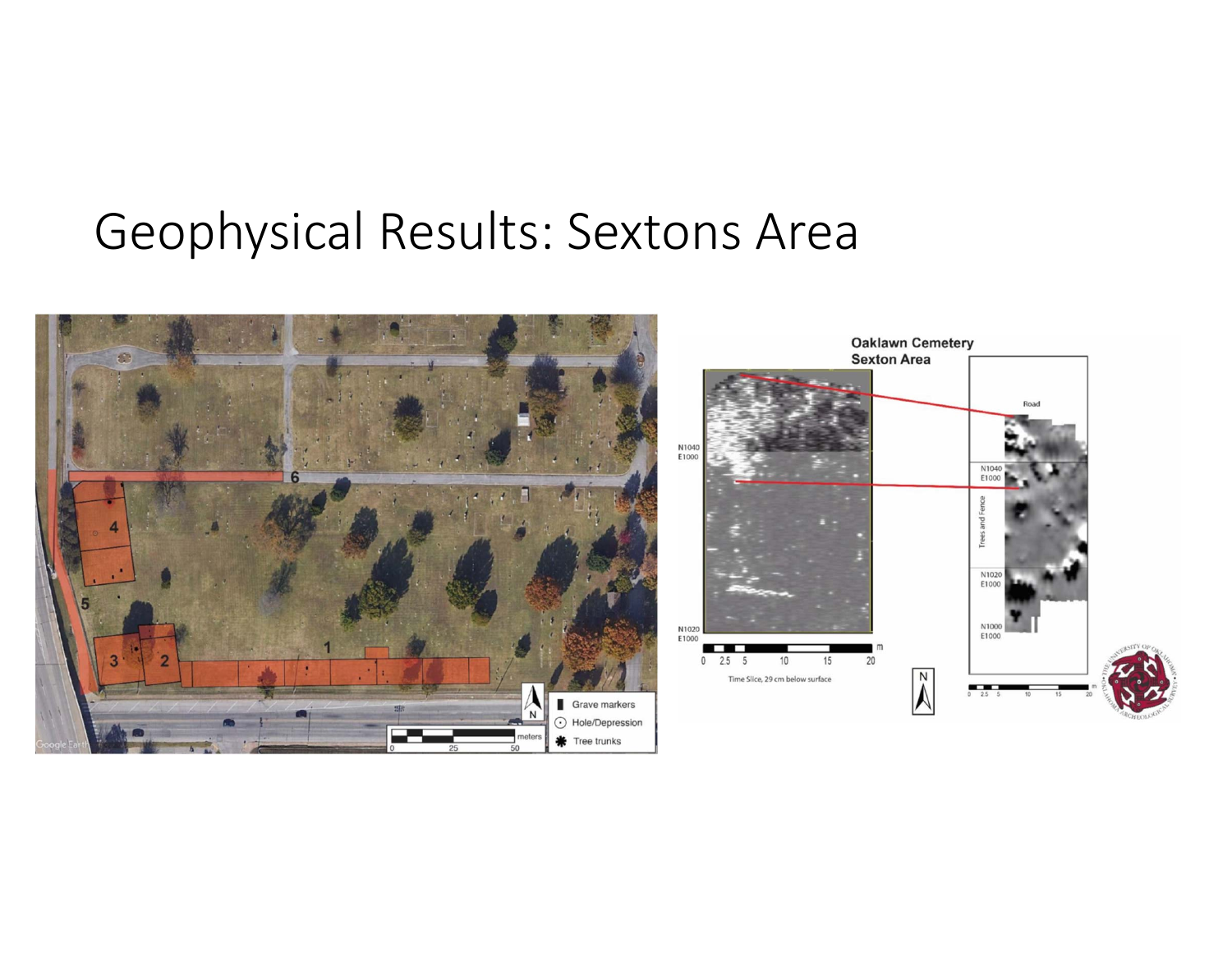# Geophysical Results: Sextons Area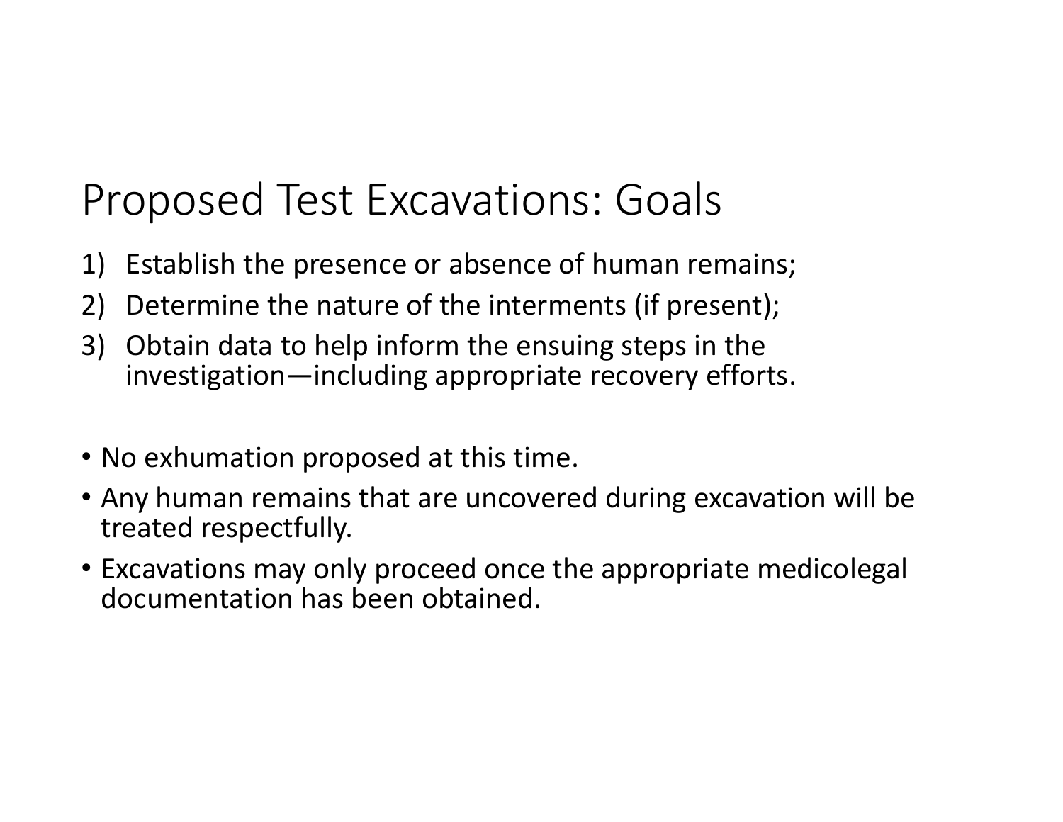# Proposed Test Excavations: Goals

1) Establish the presence or absence of human remains;
2) Determine the nature of the interments (if present);
3) Obtain data to help inform the ensuing steps in the investigation—including appropriate recovery efforts.

- No exhumation proposed at this time.
- Any human remains that are uncovered during excavation will be treated respectfully.
- Excavations may only proceed once the appropriate medicolegal documentation has been obtained.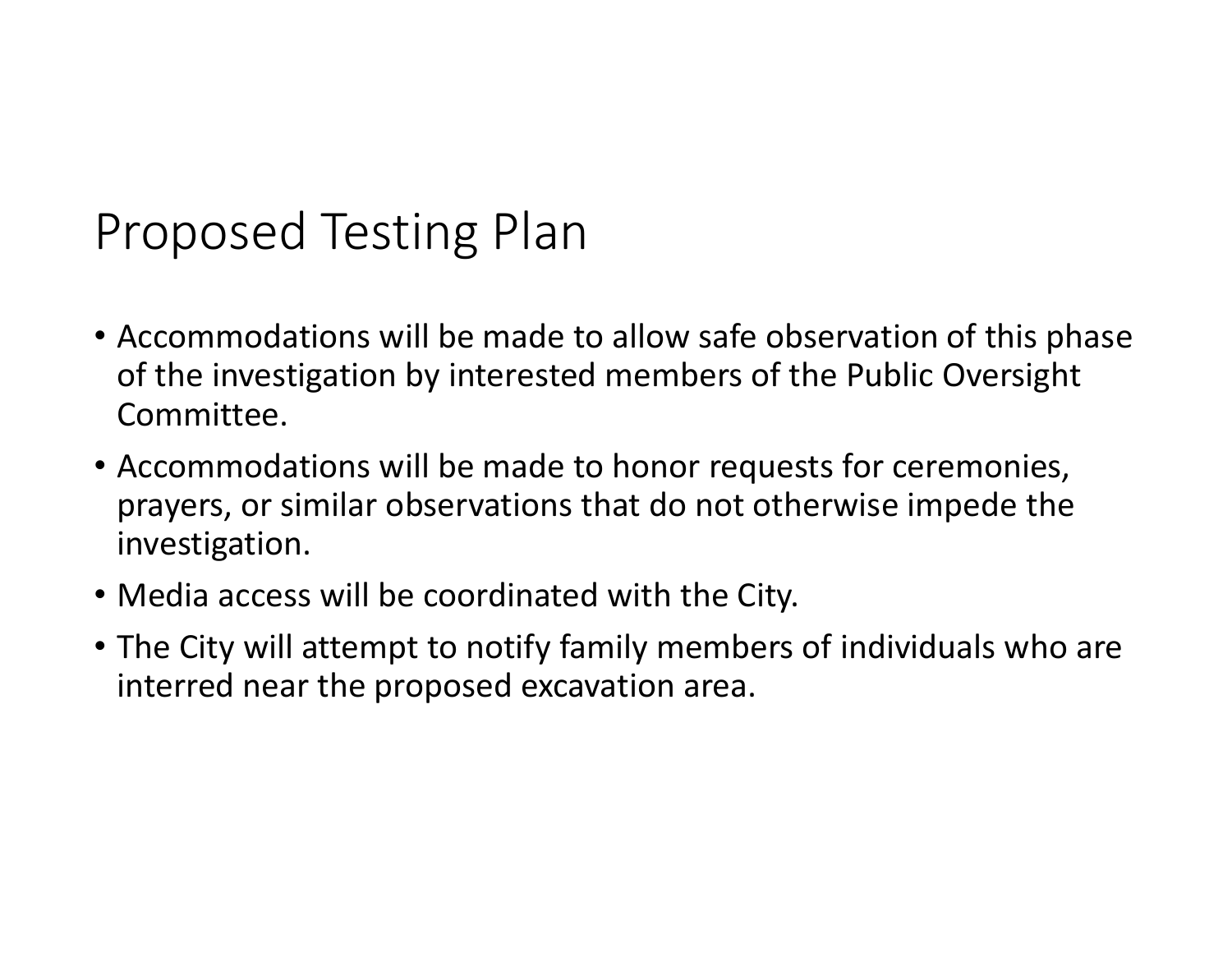# Proposed Testing Plan

- Accommodations will be made to allow safe observation of this phase of the investigation by interested members of the Public Oversight Committee.
- Accommodations will be made to honor requests for ceremonies, prayers, or similar observations that do not otherwise impede the investigation.
- Media access will be coordinated with the City.
- The City will attempt to notify family members of individuals who are interred near the proposed excavation area.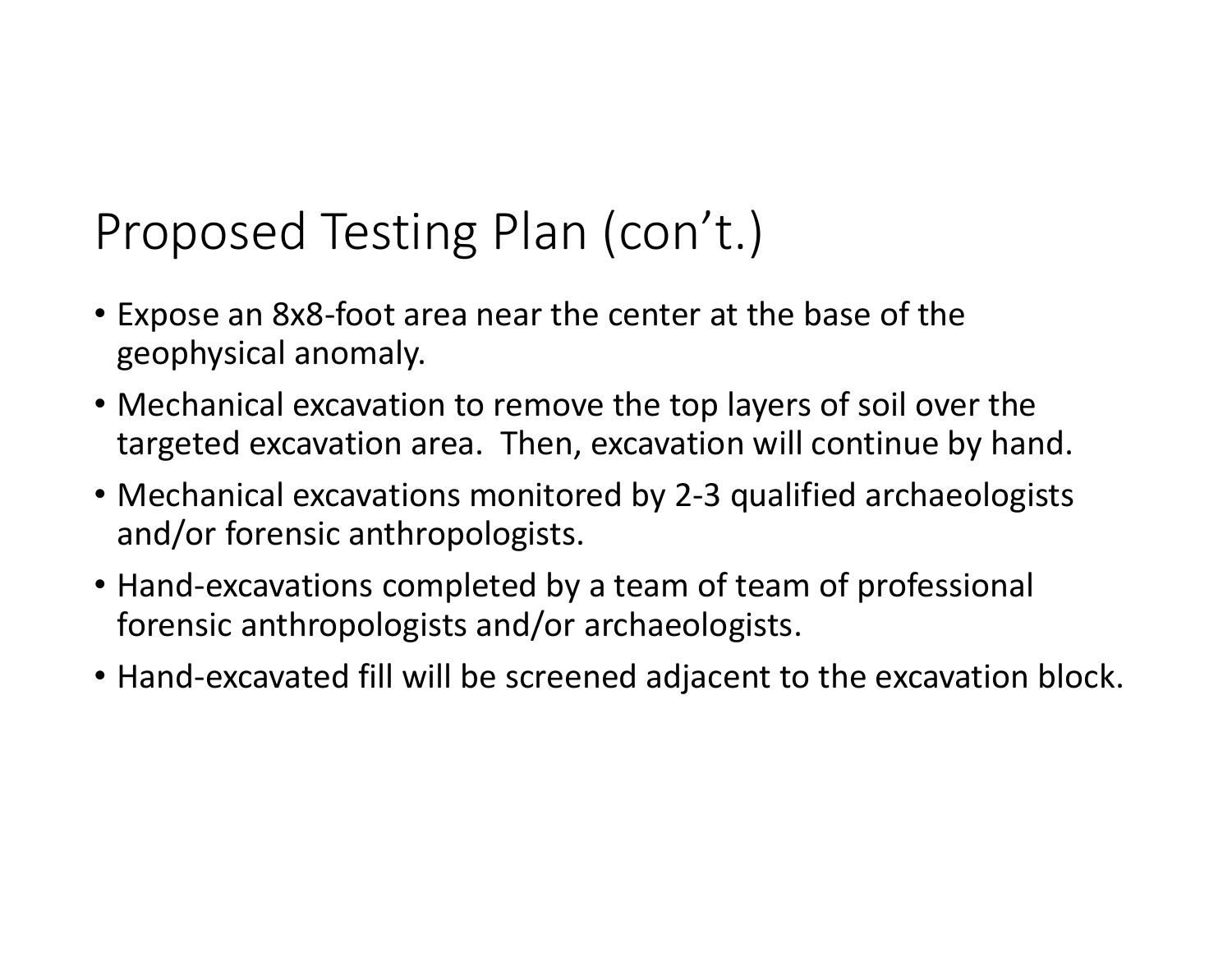# Proposed Testing Plan (con't.)

- Expose an 8x8-foot area near the center at the base of the geophysical anomaly.
- Mechanical excavation to remove the top layers of soil over the targeted excavation area. Then, excavation will continue by hand.
- Mechanical excavations monitored by 2-3 qualified archaeologists and/or forensic anthropologists.
- Hand-excavations completed by a team of team of professional forensic anthropologists and/or archaeologists.
- Hand-excavated fill will be screened adjacent to the excavation block.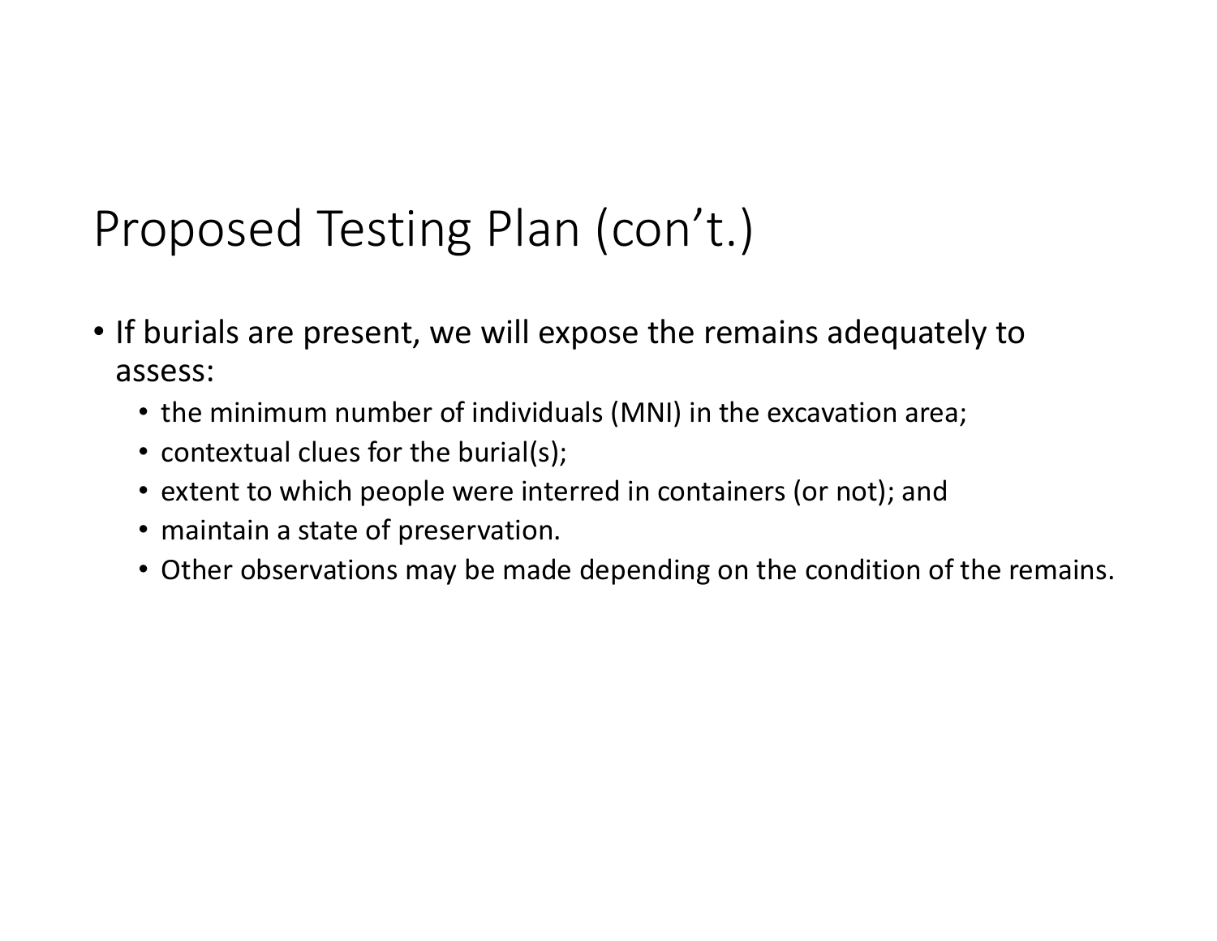# Proposed Testing Plan (con't.)

- If burials are present, we will expose the remains adequately to assess:
  - the minimum number of individuals (MNI) in the excavation area;
  - contextual clues for the burial(s);
  - extent to which people were interred in containers (or not); and
  - maintain a state of preservation.
  - Other observations may be made depending on the condition of the remains.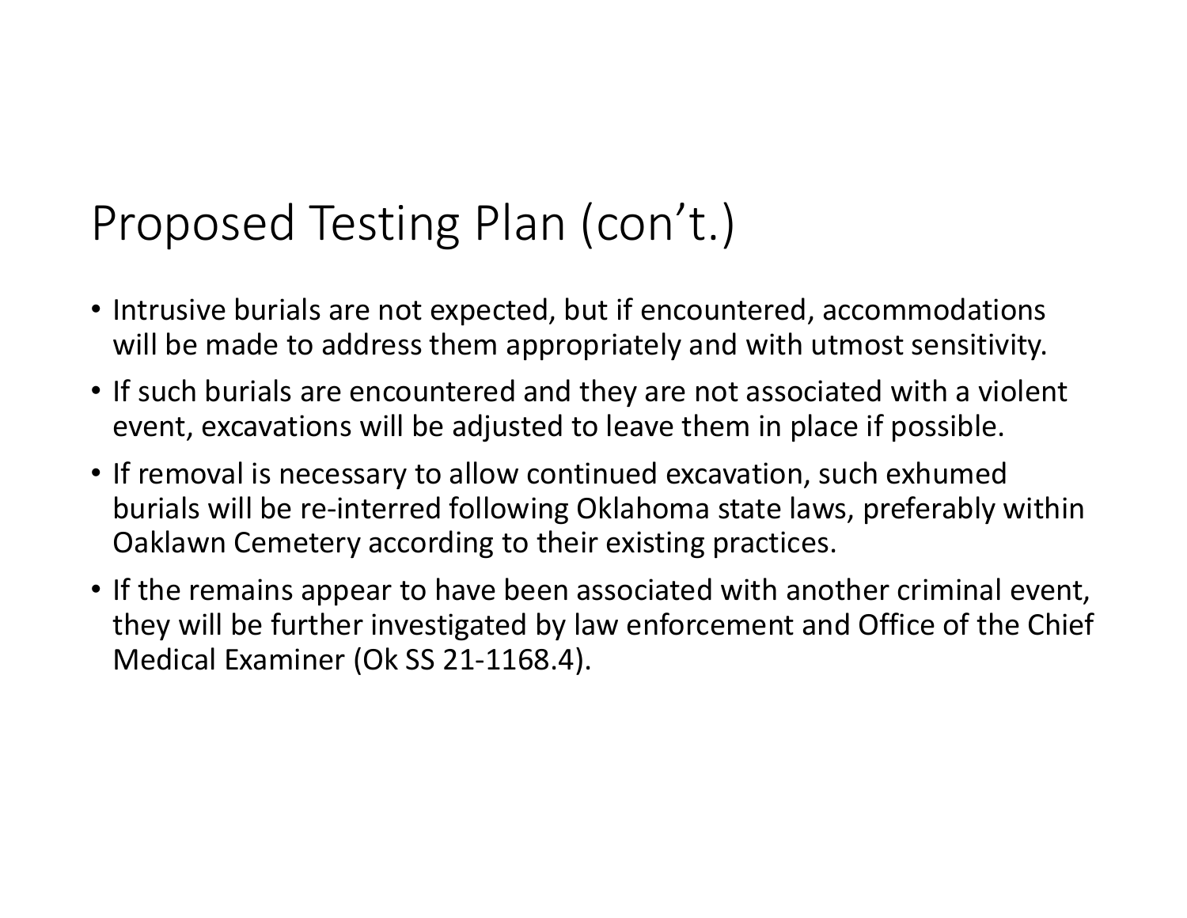# Proposed Testing Plan (con't.)

- Intrusive burials are not expected, but if encountered, accommodations will be made to address them appropriately and with utmost sensitivity.
- If such burials are encountered and they are not associated with a violent event, excavations will be adjusted to leave them in place if possible.
- If removal is necessary to allow continued excavation, such exhumed burials will be re-interred following Oklahoma state laws, preferably within Oaklawn Cemetery according to their existing practices.
- If the remains appear to have been associated with another criminal event, they will be further investigated by law enforcement and Office of the Chief Medical Examiner (Ok SS 21-1168.4).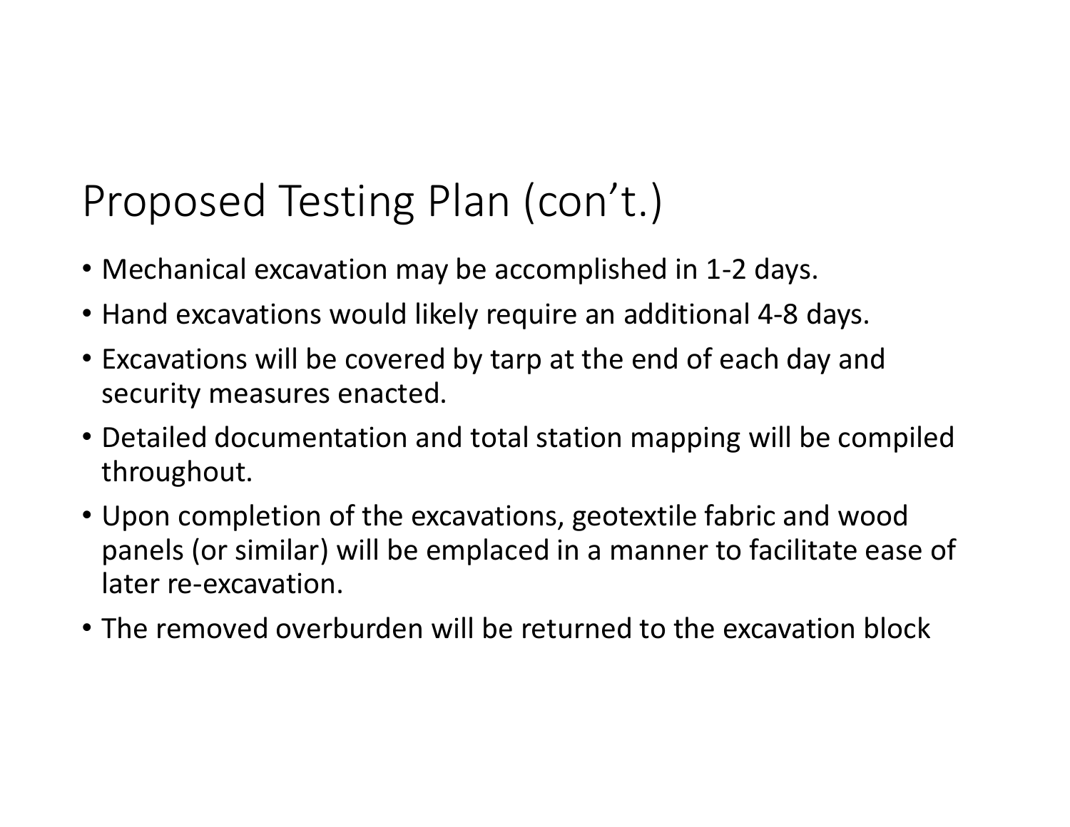# Proposed Testing Plan (con't.)

- Mechanical excavation may be accomplished in 1-2 days.
- Hand excavations would likely require an additional 4-8 days.
- Excavations will be covered by tarp at the end of each day and security measures enacted.
- Detailed documentation and total station mapping will be compiled throughout.
- Upon completion of the excavations, geotextile fabric and wood panels (or similar) will be emplaced in a manner to facilitate ease of later re-excavation.
- The removed overburden will be returned to the excavation block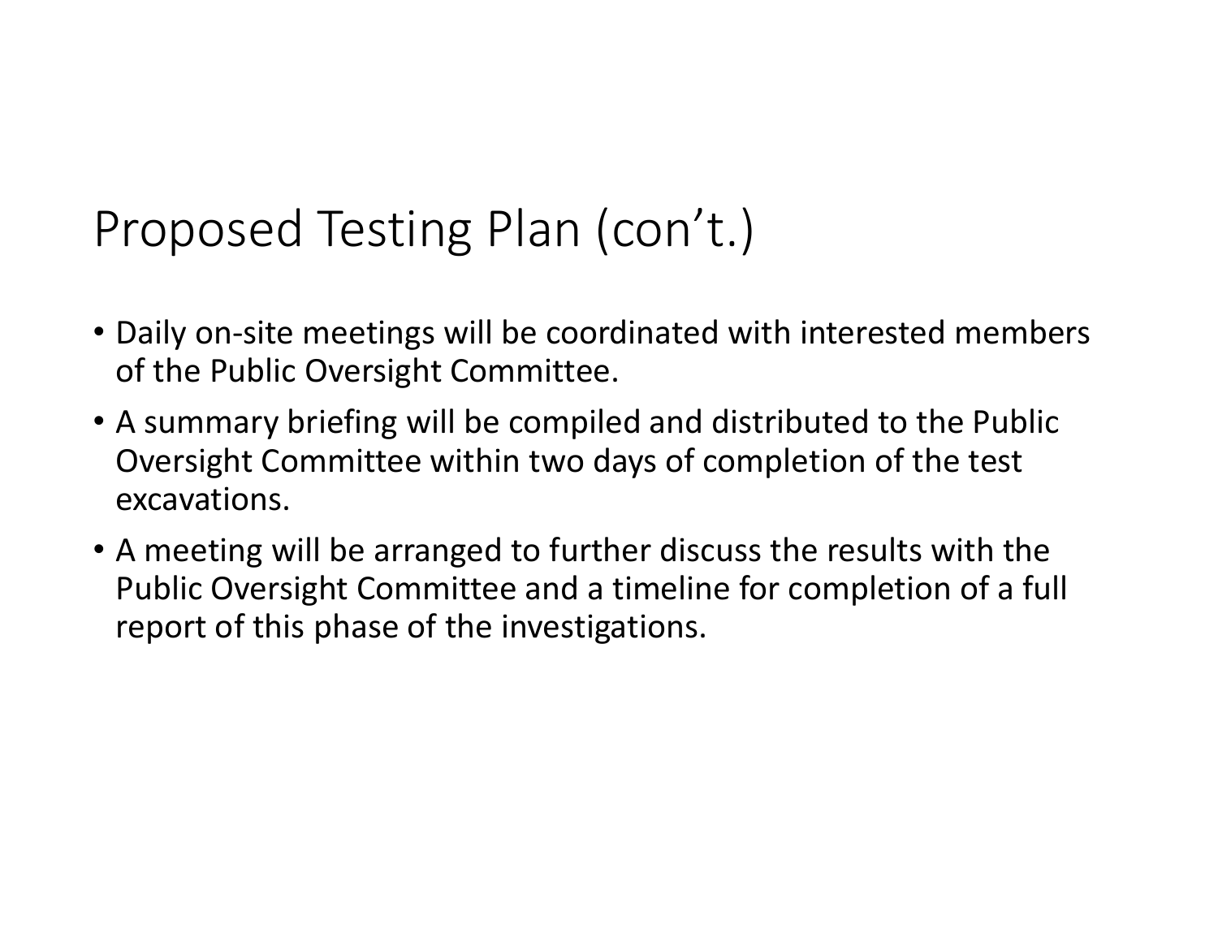# Proposed Testing Plan (con't.)

- Daily on-site meetings will be coordinated with interested members of the Public Oversight Committee.
- A summary briefing will be compiled and distributed to the Public Oversight Committee within two days of completion of the test excavations.
- A meeting will be arranged to further discuss the results with the Public Oversight Committee and a timeline for completion of a full report of this phase of the investigations.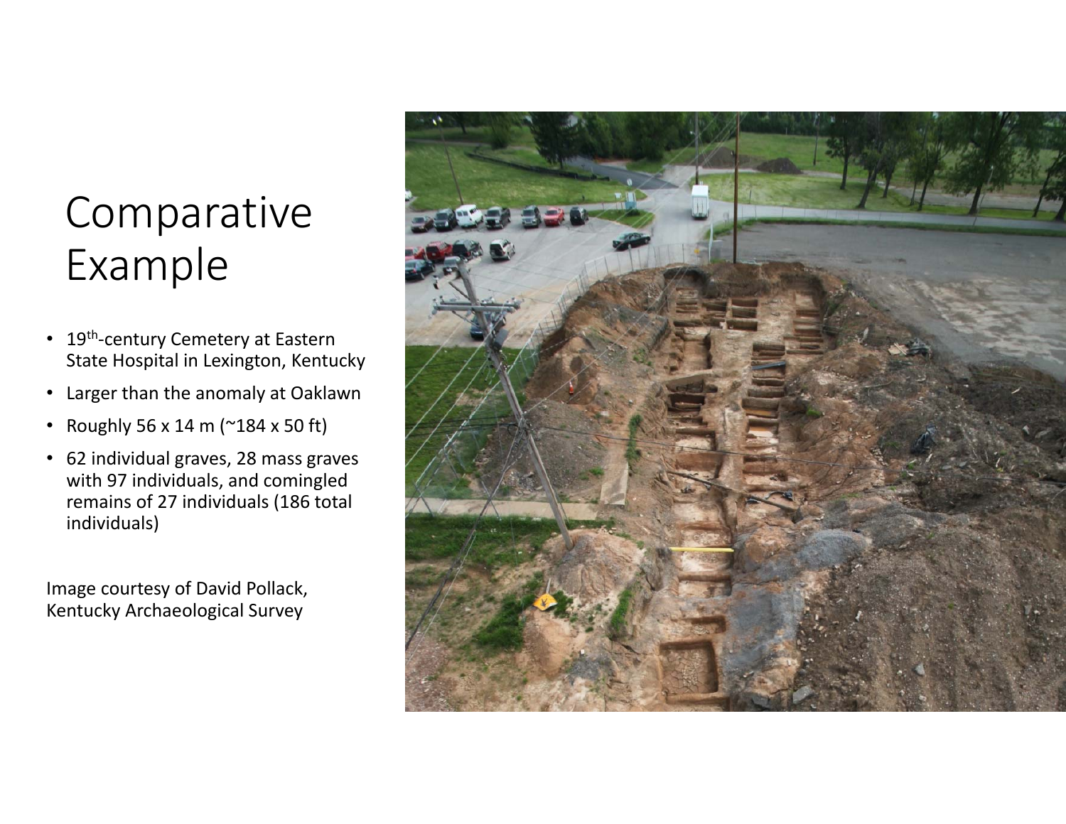# Comparative Example

- 19th-century Cemetery at Eastern State Hospital in Lexington, Kentucky
- Larger than the anomaly at Oaklawn
- Roughly 56 x 14 m (~184 x 50 ft)
- 62 individual graves, 28 mass graves with 97 individuals, and comingled remains of 27 individuals (186 total individuals)

Image courtesy of David Pollack, Kentucky Archaeological Survey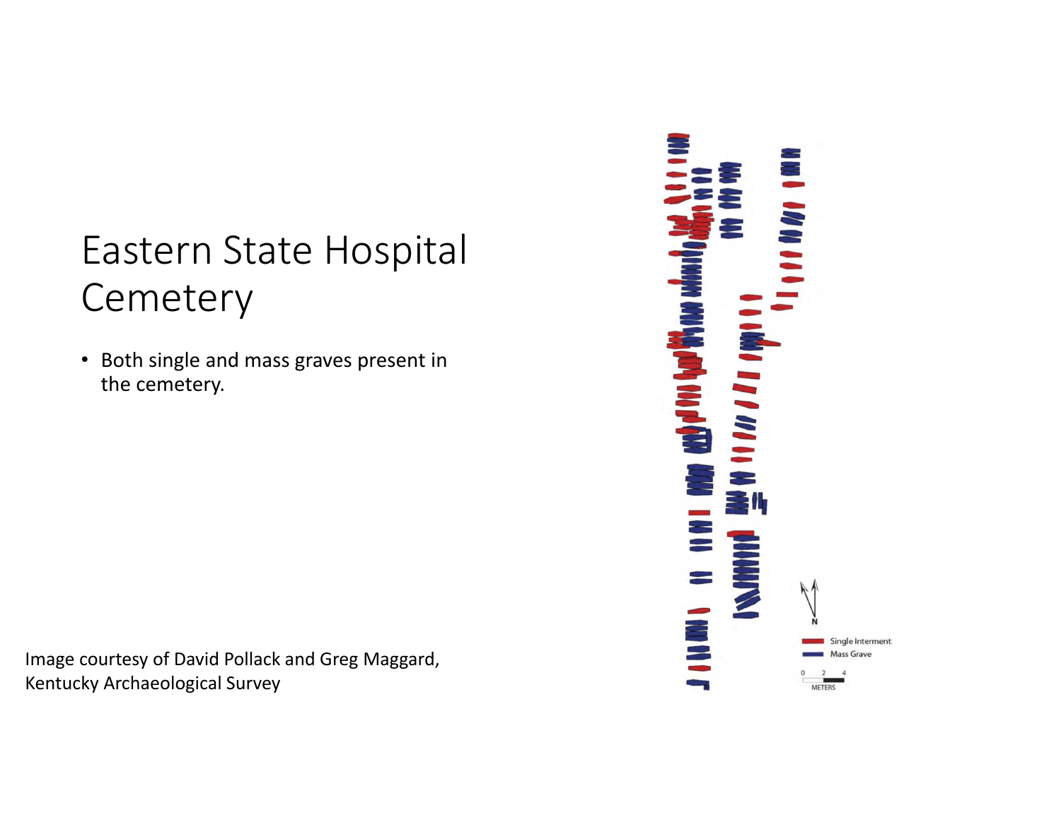# Eastern State Hospital Cemetery

- Both single and mass graves present in the cemetery.

Image courtesy of David Pollack and Greg Maggard, Kentucky Archaeological Survey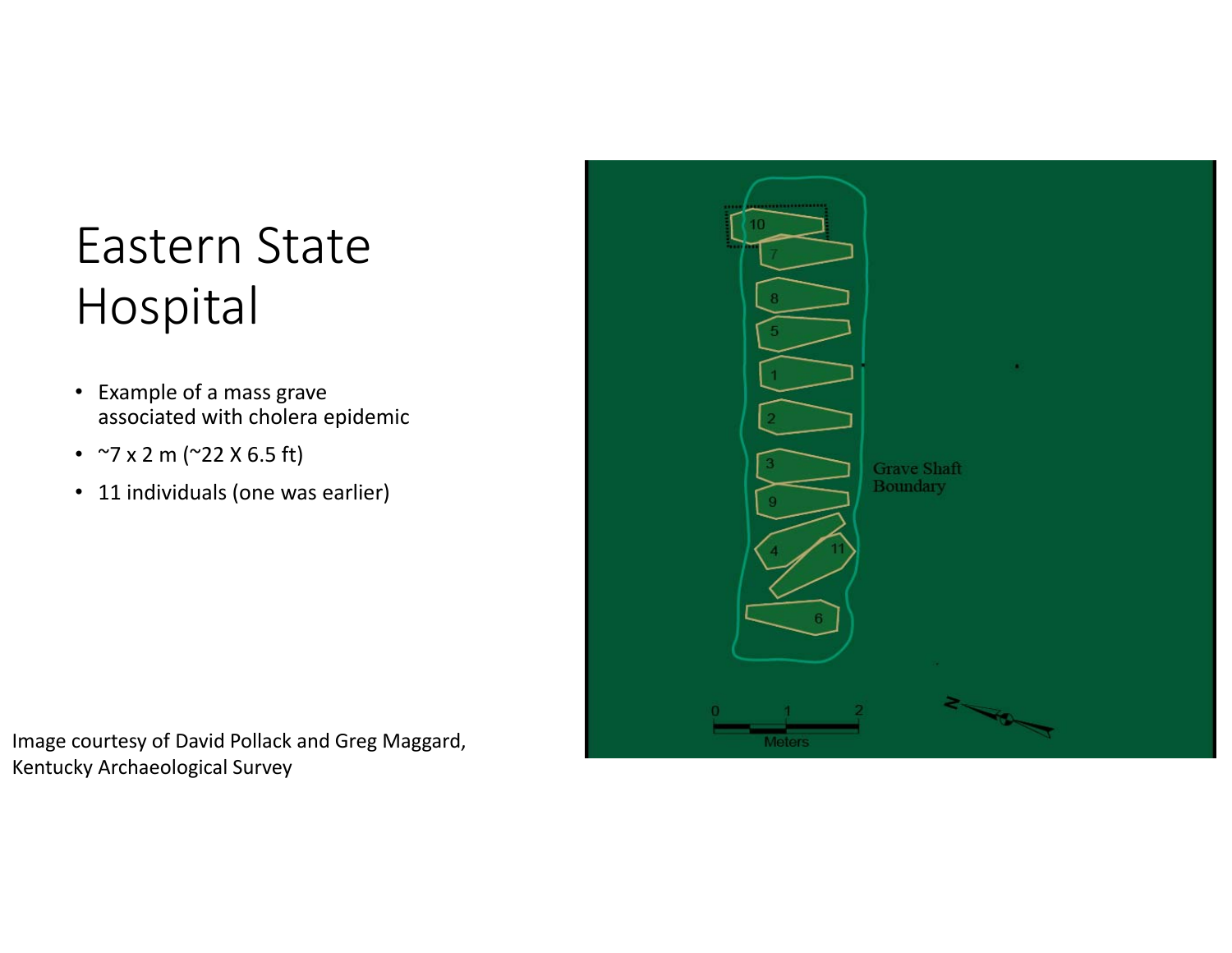# Eastern State Hospital

- Example of a mass grave associated with cholera epidemic
- ~7 x 2 m (~22 X 6.5 ft)
- 11 individuals (one was earlier)

Image courtesy of David Pollack and Greg Maggard, Kentucky Archaeological Survey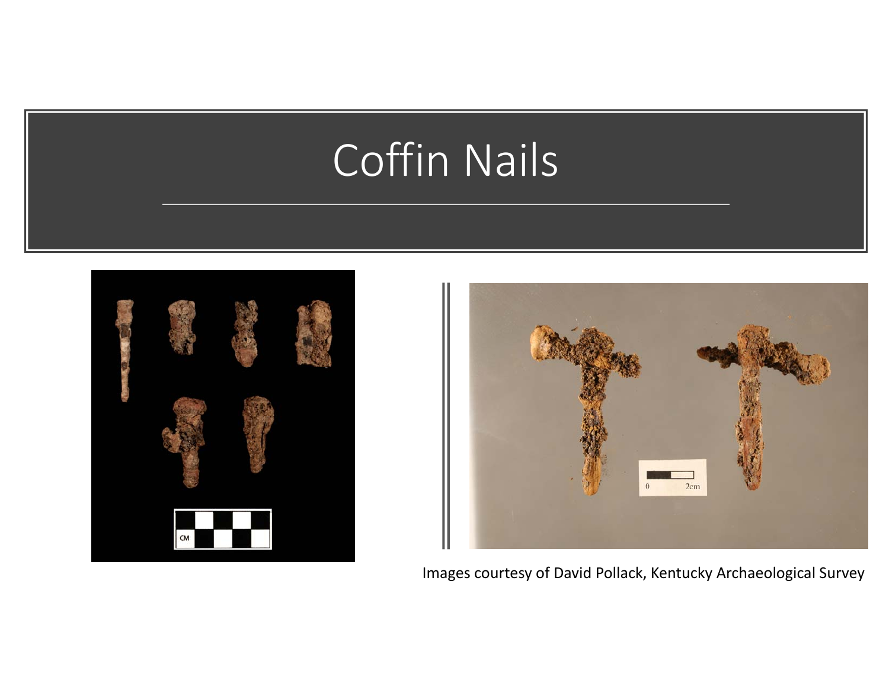# Coffin Nails

Images courtesy of David Pollack, Kentucky Archaeological Survey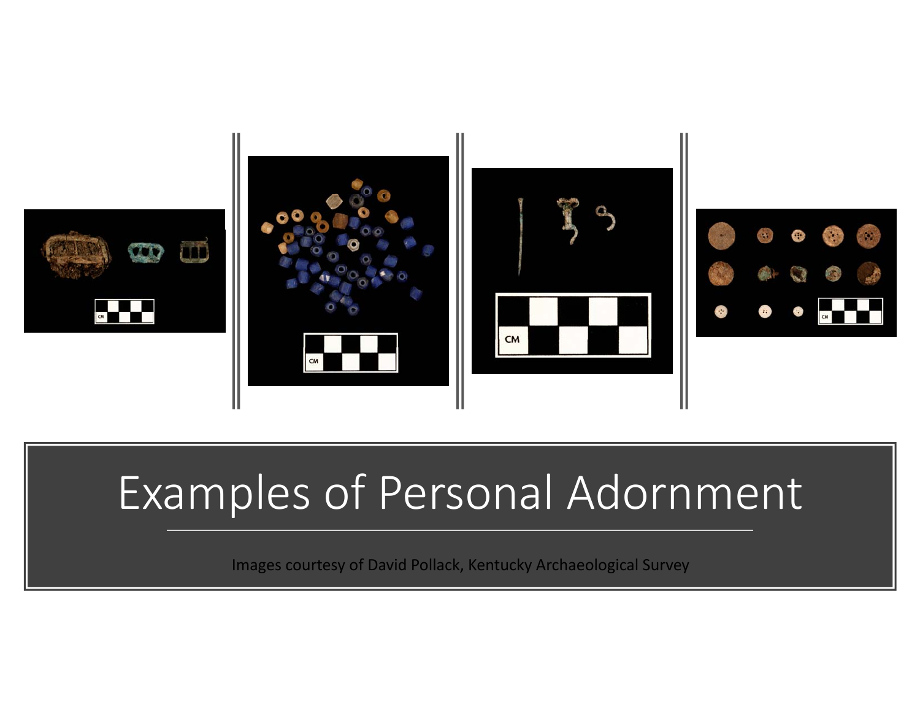# Examples of Personal Adornment

Images courtesy of David Pollack, Kentucky Archaeological Survey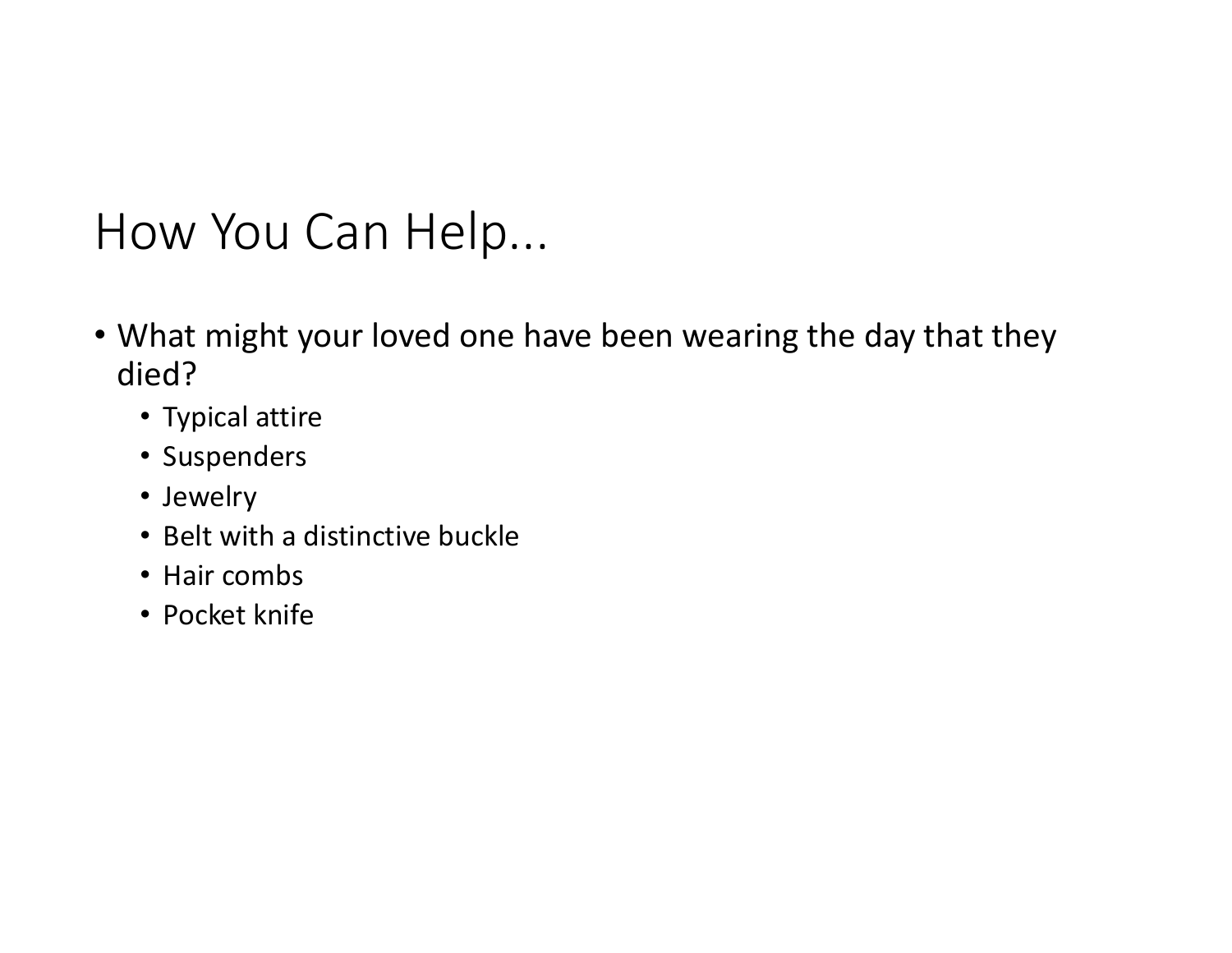# How You Can Help...

- What might your loved one have been wearing the day that they died?
  - Typical attire
  - Suspenders
  - Jewelry
  - Belt with a distinctive buckle
  - Hair combs
  - Pocket knife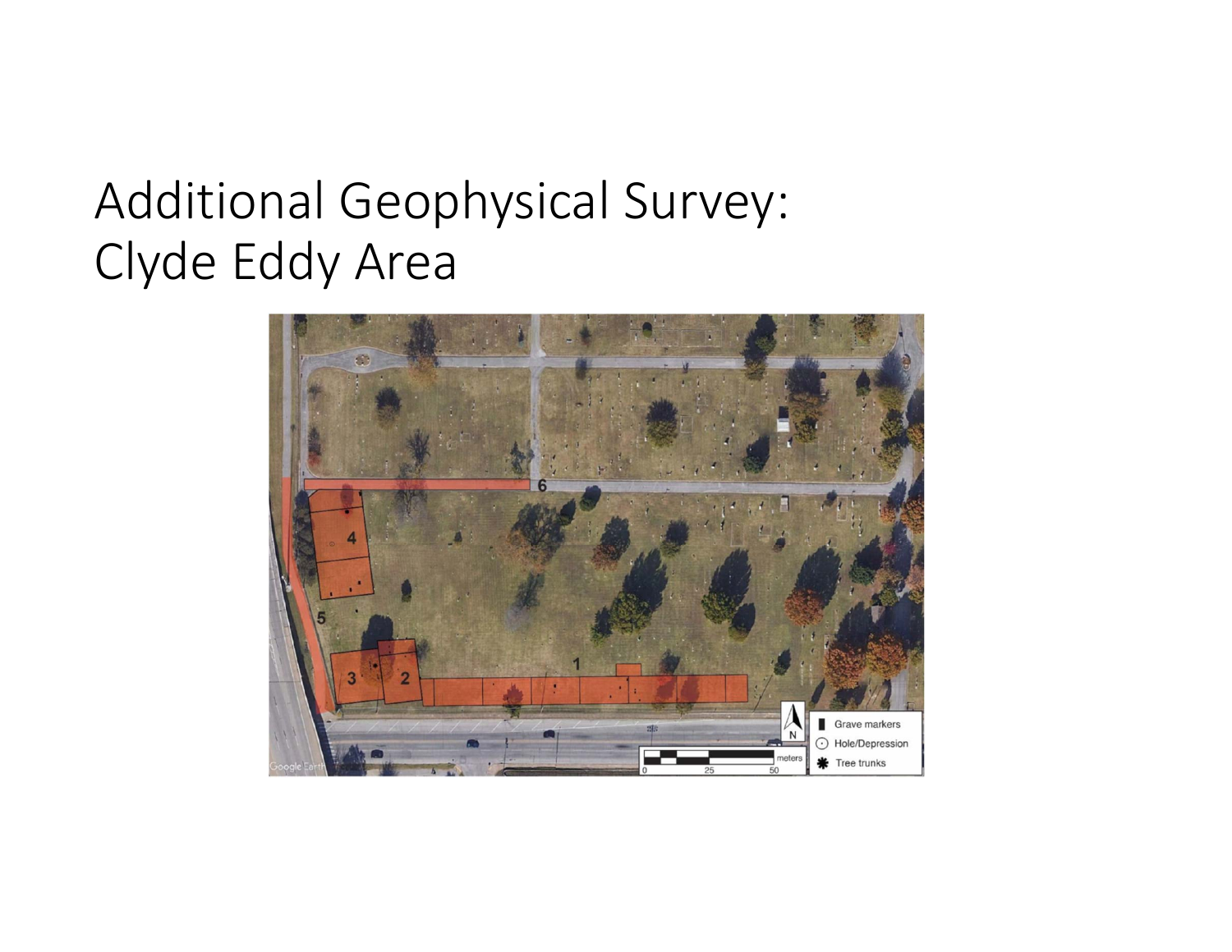# Additional Geophysical Survey: Clyde Eddy Area

6

4

5

3

2

1

N

Grave markers

Hole/Depression

Tree trunks

meters

0

25

50

Google Earth